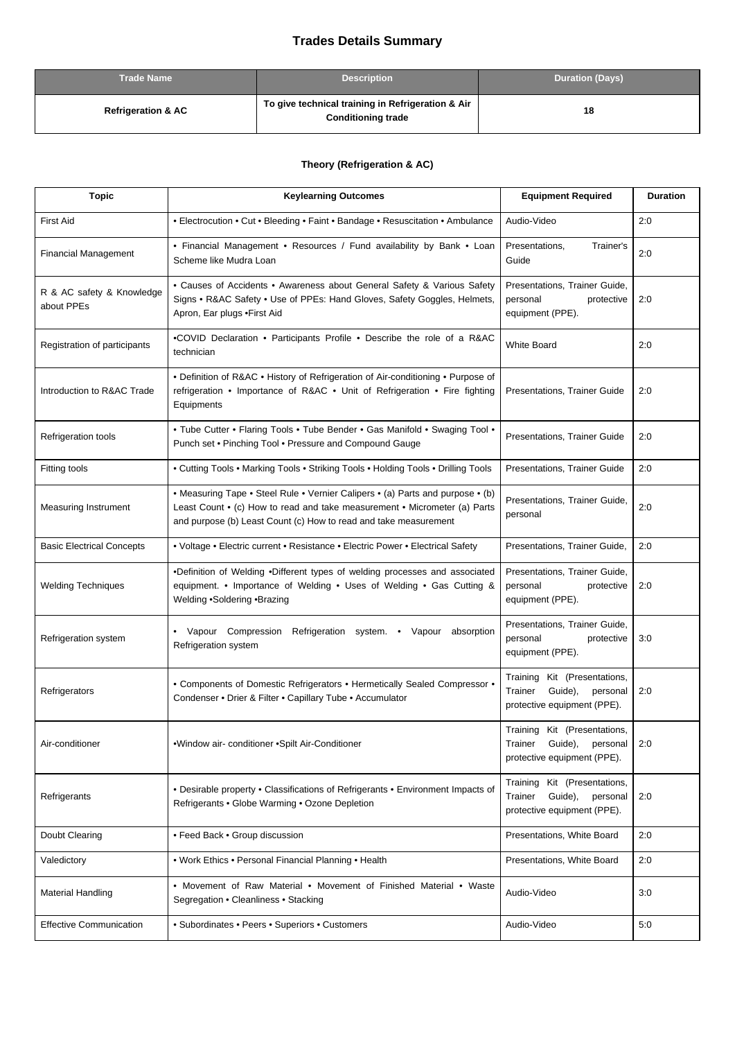# Trades Details Summary

| Trade Name | Description | Duration (Days) |
|---|---|---|
| **Refrigeration & AC** | **To give technical training in Refrigeration & Air Conditioning trade** | **18** |

### Theory (Refrigeration & AC)

| Topic | Keylearning Outcomes | Equipment Required | Duration |
|---|---|---|---|
| First Aid | • Electrocution • Cut • Bleeding • Faint • Bandage • Resuscitation • Ambulance | Audio-Video | 2:0 |
| Financial Management | • Financial Management • Resources / Fund availability by Bank • Loan Scheme like Mudra Loan | Presentations, Trainer's Guide | 2:0 |
| R & AC safety & Knowledge about PPEs | • Causes of Accidents • Awareness about General Safety & Various Safety Signs • R&AC Safety • Use of PPEs: Hand Gloves, Safety Goggles, Helmets, Apron, Ear plugs •First Aid | Presentations, Trainer Guide, personal protective equipment (PPE). | 2:0 |
| Registration of participants | •COVID Declaration • Participants Profile • Describe the role of a R&AC technician | White Board | 2:0 |
| Introduction to R&AC Trade | • Definition of R&AC • History of Refrigeration of Air-conditioning • Purpose of refrigeration • Importance of R&AC • Unit of Refrigeration • Fire fighting Equipments | Presentations, Trainer Guide | 2:0 |
| Refrigeration tools | • Tube Cutter • Flaring Tools • Tube Bender • Gas Manifold • Swaging Tool • Punch set • Pinching Tool • Pressure and Compound Gauge | Presentations, Trainer Guide | 2:0 |
| Fitting tools | • Cutting Tools • Marking Tools • Striking Tools • Holding Tools • Drilling Tools | Presentations, Trainer Guide | 2:0 |
| Measuring Instrument | • Measuring Tape • Steel Rule • Vernier Calipers • (a) Parts and purpose • (b) Least Count • (c) How to read and take measurement • Micrometer (a) Parts and purpose (b) Least Count (c) How to read and take measurement | Presentations, Trainer Guide, personal | 2:0 |
| Basic Electrical Concepts | • Voltage • Electric current • Resistance • Electric Power • Electrical Safety | Presentations, Trainer Guide, | 2:0 |
| Welding Techniques | •Definition of Welding •Different types of welding processes and associated equipment. • Importance of Welding • Uses of Welding • Gas Cutting & Welding •Soldering •Brazing | Presentations, Trainer Guide, personal protective equipment (PPE). | 2:0 |
| Refrigeration system | • Vapour Compression Refrigeration system. • Vapour absorption Refrigeration system | Presentations, Trainer Guide, personal protective equipment (PPE). | 3:0 |
| Refrigerators | • Components of Domestic Refrigerators • Hermetically Sealed Compressor • Condenser • Drier & Filter • Capillary Tube • Accumulator | Training Kit (Presentations, Trainer Guide), personal protective equipment (PPE). | 2:0 |
| Air-conditioner | •Window air- conditioner •Spilt Air-Conditioner | Training Kit (Presentations, Trainer Guide), personal protective equipment (PPE). | 2:0 |
| Refrigerants | • Desirable property • Classifications of Refrigerants • Environment Impacts of Refrigerants • Globe Warming • Ozone Depletion | Training Kit (Presentations, Trainer Guide), personal protective equipment (PPE). | 2:0 |
| Doubt Clearing | • Feed Back • Group discussion | Presentations, White Board | 2:0 |
| Valedictory | • Work Ethics • Personal Financial Planning • Health | Presentations, White Board | 2:0 |
| Material Handling | • Movement of Raw Material • Movement of Finished Material • Waste Segregation • Cleanliness • Stacking | Audio-Video | 3:0 |
| Effective Communication | • Subordinates • Peers • Superiors • Customers | Audio-Video | 5:0 |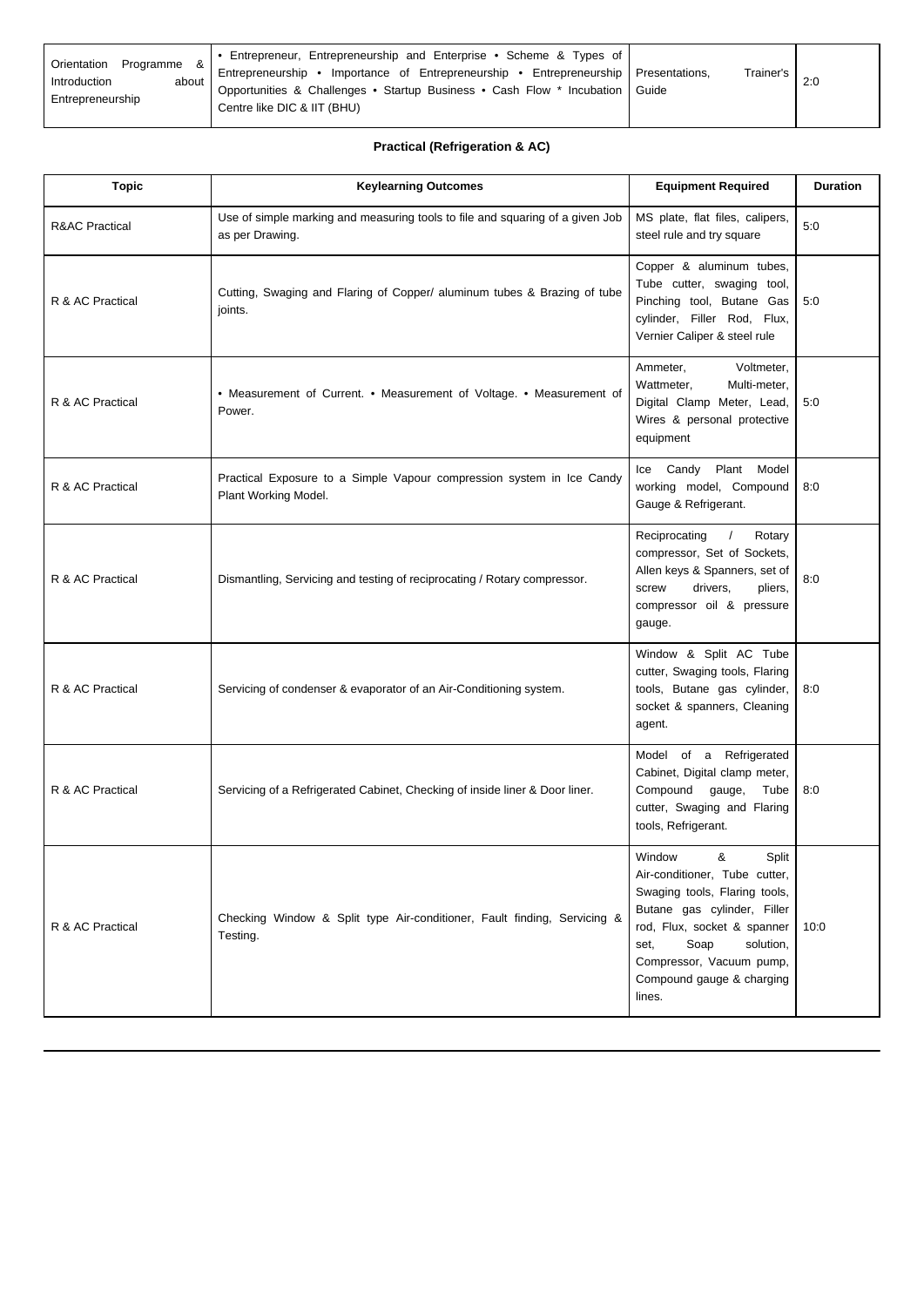| | | | |
|---|---|---|---|
| Orientation Programme & Introduction about Entrepreneurship | • Entrepreneur, Entrepreneurship and Enterprise • Scheme & Types of Entrepreneurship • Importance of Entrepreneurship • Entrepreneurship Opportunities & Challenges • Startup Business • Cash Flow * Incubation Centre like DIC & IIT (BHU) | Presentations, Trainer's Guide | 2:0 |

**Practical (Refrigeration & AC)**

| Topic | Keylearning Outcomes | Equipment Required | Duration |
|---|---|---|---|
| R&AC Practical | Use of simple marking and measuring tools to file and squaring of a given Job as per Drawing. | MS plate, flat files, calipers, steel rule and try square | 5:0 |
| R & AC Practical | Cutting, Swaging and Flaring of Copper/ aluminum tubes & Brazing of tube joints. | Copper & aluminum tubes, Tube cutter, swaging tool, Pinching tool, Butane Gas cylinder, Filler Rod, Flux, Vernier Caliper & steel rule | 5:0 |
| R & AC Practical | • Measurement of Current. • Measurement of Voltage. • Measurement of Power. | Ammeter, Voltmeter, Wattmeter, Multi-meter, Digital Clamp Meter, Lead, Wires & personal protective equipment | 5:0 |
| R & AC Practical | Practical Exposure to a Simple Vapour compression system in Ice Candy Plant Working Model. | Ice Candy Plant Model working model, Compound Gauge & Refrigerant. | 8:0 |
| R & AC Practical | Dismantling, Servicing and testing of reciprocating / Rotary compressor. | Reciprocating / Rotary compressor, Set of Sockets, Allen keys & Spanners, set of screw drivers, pliers, compressor oil & pressure gauge. | 8:0 |
| R & AC Practical | Servicing of condenser & evaporator of an Air-Conditioning system. | Window & Split AC Tube cutter, Swaging tools, Flaring tools, Butane gas cylinder, socket & spanners, Cleaning agent. | 8:0 |
| R & AC Practical | Servicing of a Refrigerated Cabinet, Checking of inside liner & Door liner. | Model of a Refrigerated Cabinet, Digital clamp meter, Compound gauge, Tube cutter, Swaging and Flaring tools, Refrigerant. | 8:0 |
| R & AC Practical | Checking Window & Split type Air-conditioner, Fault finding, Servicing & Testing. | Window & Split Air-conditioner, Tube cutter, Swaging tools, Flaring tools, Butane gas cylinder, Filler rod, Flux, socket & spanner set, Soap solution, Compressor, Vacuum pump, Compound gauge & charging lines. | 10:0 |